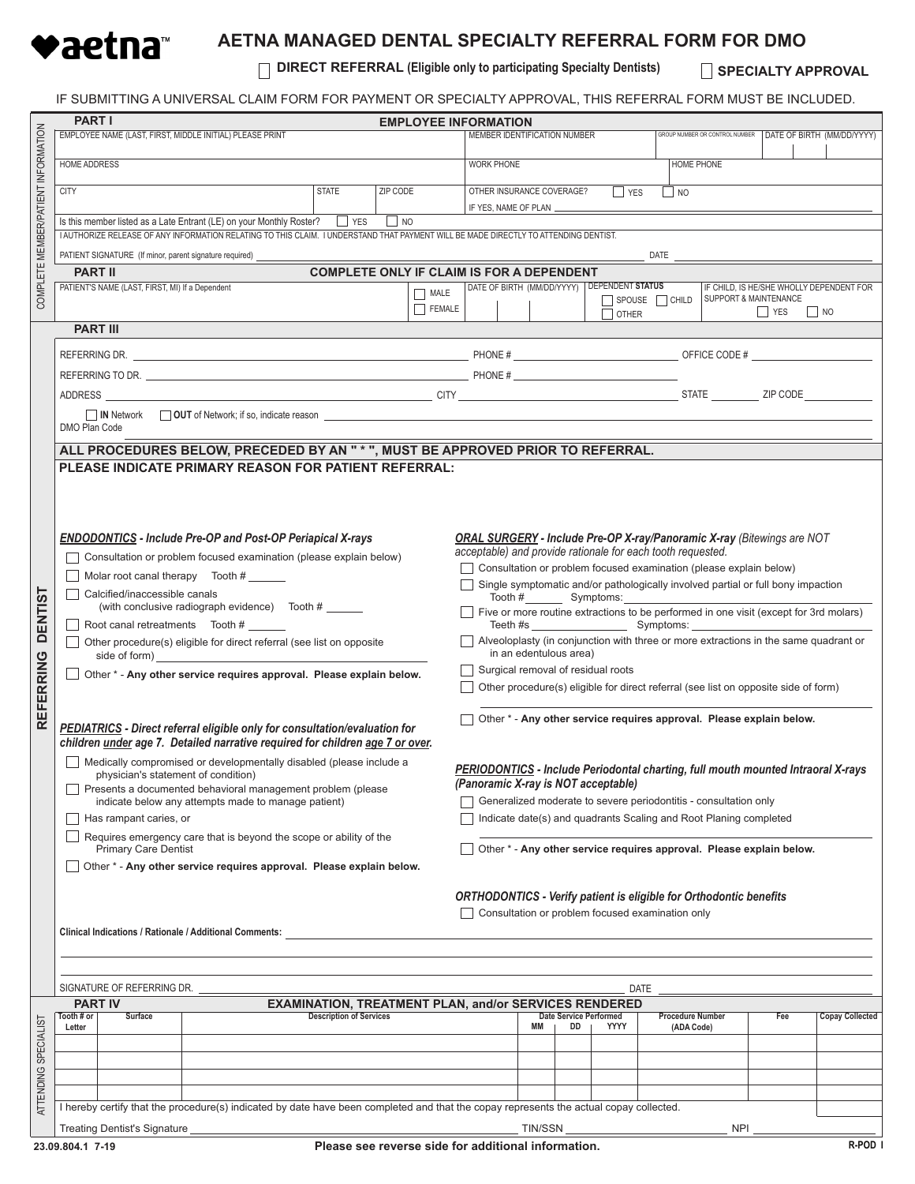# AETNA MANAGED DENTAL SPECIALTY REFERRAL FORM FOR DMO

☐ **DIRECT REFERRAL (Eligible only to participating Specialty Dentists)** ☐ **SPECIALTY APPROVAL**

IF SUBMITTING A UNIVERSAL CLAIM FORM FOR PAYMENT OR SPECIALTY APPROVAL, THIS REFERRAL FORM MUST BE INCLUDED.

## COMPLETE MEMBER/PATIENT INFORMATION

### PART I — EMPLOYEE INFORMATION

| EMPLOYEE NAME (LAST, FIRST, MIDDLE INITIAL) PLEASE PRINT | | | MEMBER IDENTIFICATION NUMBER | GROUP NUMBER OR CONTROL NUMBER | DATE OF BIRTH (MM/DD/YYYY) |
|---|---|---|---|---|---|
| HOME ADDRESS | | | WORK PHONE | HOME PHONE | |
| CITY | STATE | ZIP CODE | OTHER INSURANCE COVERAGE? ☐ YES ☐ NO<br>IF YES, NAME OF PLAN | | |

Is this member listed as a Late Entrant (LE) on your Monthly Roster? ☐ YES ☐ NO

I AUTHORIZE RELEASE OF ANY INFORMATION RELATING TO THIS CLAIM. I UNDERSTAND THAT PAYMENT WILL BE MADE DIRECTLY TO ATTENDING DENTIST.

PATIENT SIGNATURE (If minor, parent signature required) ____________ DATE ____________

### PART II — COMPLETE ONLY IF CLAIM IS FOR A DEPENDENT

| PATIENT'S NAME (LAST, FIRST, MI) If a Dependent | ☐ MALE ☐ FEMALE | DATE OF BIRTH (MM/DD/YYYY) | DEPENDENT STATUS ☐ SPOUSE ☐ CHILD ☐ OTHER | IF CHILD, IS HE/SHE WHOLLY DEPENDENT FOR SUPPORT & MAINTENANCE ☐ YES ☐ NO |
|---|---|---|---|---|

## REFERRING DENTIST

### PART III

REFERRING DR. ____________ PHONE # ____________ OFFICE CODE # ____________

REFERRING TO DR. ____________ PHONE # ____________

ADDRESS ____________ CITY ____________ STATE ________ ZIP CODE ________

☐ **IN** Network ☐ **OUT** of Network; if so, indicate reason ____________

DMO Plan Code ____________

**ALL PROCEDURES BELOW, PRECEDED BY AN " * ", MUST BE APPROVED PRIOR TO REFERRAL.**

**PLEASE INDICATE PRIMARY REASON FOR PATIENT REFERRAL:**

***ENDODONTICS - Include Pre-OP and Post-OP Periapical X-rays***

- ☐ Consultation or problem focused examination (please explain below)
- ☐ Molar root canal therapy Tooth # ______
- ☐ Calcified/inaccessible canals (with conclusive radiograph evidence) Tooth # ______
- ☐ Root canal retreatments Tooth # ______
- ☐ Other procedure(s) eligible for direct referral (see list on opposite side of form) ____________
- ☐ Other * - **Any other service requires approval. Please explain below.**

***PEDIATRICS - Direct referral eligible only for consultation/evaluation for children under age 7. Detailed narrative required for children age 7 or over.***

- ☐ Medically compromised or developmentally disabled (please include a physician's statement of condition)
- ☐ Presents a documented behavioral management problem (please indicate below any attempts made to manage patient)
- ☐ Has rampant caries, or
- ☐ Requires emergency care that is beyond the scope or ability of the Primary Care Dentist
- ☐ Other * - **Any other service requires approval. Please explain below.**

***ORAL SURGERY - Include Pre-OP X-ray/Panoramic X-ray** (Bitewings are NOT acceptable) and provide rationale for each tooth requested.*

- ☐ Consultation or problem focused examination (please explain below)
- ☐ Single symptomatic and/or pathologically involved partial or full bony impaction Tooth # ______ Symptoms: ____________
- ☐ Five or more routine extractions to be performed in one visit (except for 3rd molars) Teeth #s ____________ Symptoms: ____________
- ☐ Alveoloplasty (in conjunction with three or more extractions in the same quadrant or in an edentulous area)
- ☐ Surgical removal of residual roots
- ☐ Other procedure(s) eligible for direct referral (see list on opposite side of form) ____________
- ☐ Other * - **Any other service requires approval. Please explain below.**

***PERIODONTICS - Include Periodontal charting, full mouth mounted Intraoral X-rays (Panoramic X-ray is NOT acceptable)***

- ☐ Generalized moderate to severe periodontitis - consultation only
- ☐ Indicate date(s) and quadrants Scaling and Root Planing completed ____________
- ☐ Other * - **Any other service requires approval. Please explain below.**

***ORTHODONTICS - Verify patient is eligible for Orthodontic benefits***

- ☐ Consultation or problem focused examination only

**Clinical Indications / Rationale / Additional Comments:** ____________

SIGNATURE OF REFERRING DR. ____________ DATE ____________

## ATTENDING SPECIALIST

### PART IV — EXAMINATION, TREATMENT PLAN, and/or SERVICES RENDERED

| Tooth # or Letter | Surface | Description of Services | Date Service Performed MM | DD | YYYY | Procedure Number (ADA Code) | Fee | Copay Collected |
|---|---|---|---|---|---|---|---|---|
| | | | | | | | | |
| | | | | | | | | |
| | | | | | | | | |
| | | | | | | | | |

I hereby certify that the procedure(s) indicated by date have been completed and that the copay represents the actual copay collected.

Treating Dentist's Signature ____________ TIN/SSN ____________ NPI ____________

23.09.804.1 7-19 **Please see reverse side for additional information.** R-POD I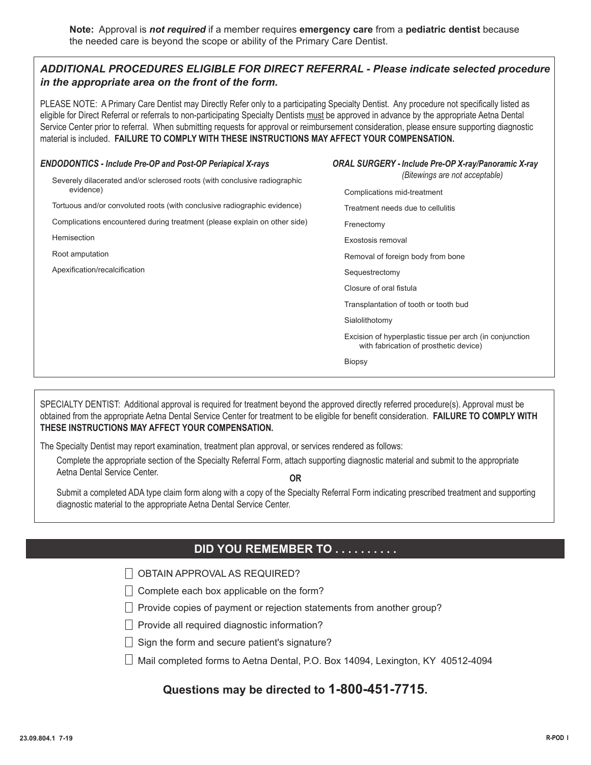**Note:** Approval is ***not required*** if a member requires **emergency care** from a **pediatric dentist** because the needed care is beyond the scope or ability of the Primary Care Dentist.

## *ADDITIONAL PROCEDURES ELIGIBLE FOR DIRECT REFERRAL - Please indicate selected procedure in the appropriate area on the front of the form.*

PLEASE NOTE: A Primary Care Dentist may Directly Refer only to a participating Specialty Dentist. Any procedure not specifically listed as eligible for Direct Referral or referrals to non-participating Specialty Dentists must be approved in advance by the appropriate Aetna Dental Service Center prior to referral. When submitting requests for approval or reimbursement consideration, please ensure supporting diagnostic material is included. **FAILURE TO COMPLY WITH THESE INSTRUCTIONS MAY AFFECT YOUR COMPENSATION.**

***ENDODONTICS - Include Pre-OP and Post-OP Periapical X-rays***

- Severely dilacerated and/or sclerosed roots (with conclusive radiographic evidence)
- Tortuous and/or convoluted roots (with conclusive radiographic evidence)
- Complications encountered during treatment (please explain on other side)
- Hemisection
- Root amputation
- Apexification/recalcification

***ORAL SURGERY - Include Pre-OP X-ray/Panoramic X-ray*** *(Bitewings are not acceptable)*

- Complications mid-treatment
- Treatment needs due to cellulitis
- Frenectomy
- Exostosis removal
- Removal of foreign body from bone
- Sequestrectomy
- Closure of oral fistula
- Transplantation of tooth or tooth bud
- Sialolithotomy
- Excision of hyperplastic tissue per arch (in conjunction with fabrication of prosthetic device)
- Biopsy

SPECIALTY DENTIST: Additional approval is required for treatment beyond the approved directly referred procedure(s). Approval must be obtained from the appropriate Aetna Dental Service Center for treatment to be eligible for benefit consideration. **FAILURE TO COMPLY WITH THESE INSTRUCTIONS MAY AFFECT YOUR COMPENSATION.**

The Specialty Dentist may report examination, treatment plan approval, or services rendered as follows:

Complete the appropriate section of the Specialty Referral Form, attach supporting diagnostic material and submit to the appropriate Aetna Dental Service Center.

**OR**

Submit a completed ADA type claim form along with a copy of the Specialty Referral Form indicating prescribed treatment and supporting diagnostic material to the appropriate Aetna Dental Service Center.

## DID YOU REMEMBER TO . . . . . . . . .

- ☐ OBTAIN APPROVAL AS REQUIRED?
- ☐ Complete each box applicable on the form?
- ☐ Provide copies of payment or rejection statements from another group?
- ☐ Provide all required diagnostic information?
- ☐ Sign the form and secure patient's signature?
- ☐ Mail completed forms to Aetna Dental, P.O. Box 14094, Lexington, KY 40512-4094

**Questions may be directed to 1-800-451-7715.**

23.09.804.1 7-19

R-POD I